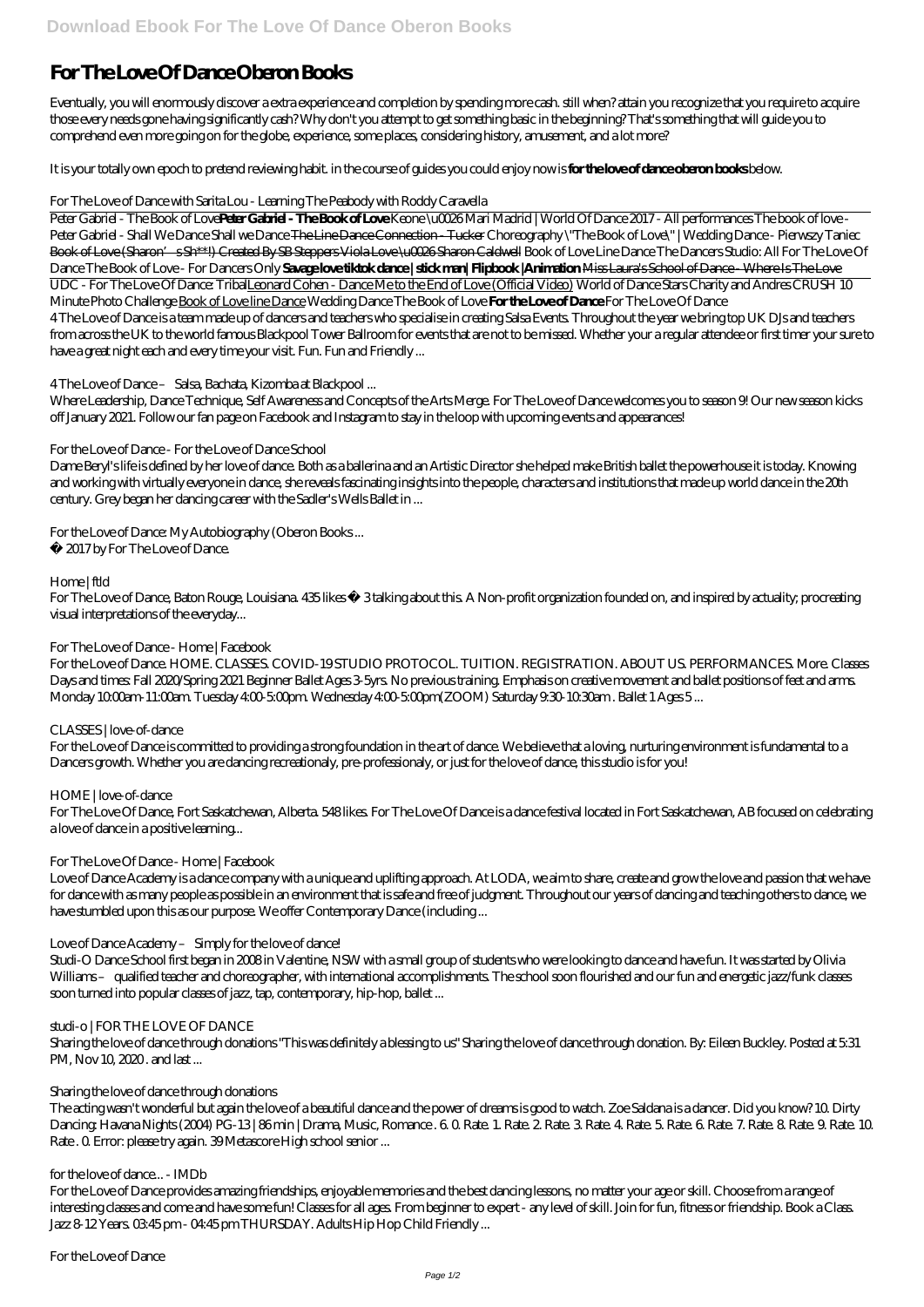# For The Love Of Dance Oberon Books

Eventually, you will enormously discover a extra experience and completion by spending more cash. still when? attain you recognize that you require to acquire those every needs gone having significantly cash? Why don't you attempt to get something basic in the beginning? That's something that will guide you to comprehend even more going on for the globe, experience, some places, considering history, amusement, and a lot more?

It is your totally own epoch to pretend reviewing habit. in the course of guides you could enjoy now is **for the love of dance oberon books** below.

*For The Love of Dance with Sarita Lou - Learning The Peabody with Roddy Caravella*

Peter Gabriel - The Book of Love **Peter Gabriel - The Book of Love** *Keone \u0026 Mari Madrid | World Of Dance 2017 - All performances* *The book of love - Peter Gabriel - Shall We Dance* Shall we Dance ~~The Line Dance Connection - Tucker~~ *Choreography \"The Book of Love\" | Wedding Dance - Pierwszy Taniec* ~~Book of Love (Sharon's Sh**!) Created By SB Steppers Viola Love \u0026 Sharon Caldwell~~ *Book of Love Line Dance* *The Dancers Studio: All For The Love Of Dance* *The Book of Love - For Dancers Only* **Savage love tiktok dance | stick man| Flipbook |Animation** ~~Miss Laura's School of Dance - Where Is The Love~~ UDC - For The Love Of Dance: Tribal Leonard Cohen - Dance Me to the End of Love (Official Video) *World of Dance Stars Charity and Andres CRUSH 10 Minute Photo Challenge* Book of Love line Dance *Wedding Dance The Book of Love* **For the Love of Dance** *For The Love Of Dance*

4 The Love of Dance is a team made up of dancers and teachers who specialise in creating Salsa Events. Throughout the year we bring top UK DJs and teachers from across the UK to the world famous Blackpool Tower Ballroom for events that are not to be missed. Whether your a regular attendee or first timer your sure to have a great night each and every time your visit. Fun. Fun and Friendly ...

*4 The Love of Dance – Salsa, Bachata, Kizomba at Blackpool ...*

Where Leadership, Dance Technique, Self Awareness and Concepts of the Arts Merge. For The Love of Dance welcomes you to season 9! Our new season kicks off January 2021. Follow our fan page on Facebook and Instagram to stay in the loop with upcoming events and appearances!

*For the Love of Dance - For the Love of Dance School*

Dame Beryl's life is defined by her love of dance. Both as a ballerina and an Artistic Director she helped make British ballet the powerhouse it is today. Knowing and working with virtually everyone in dance, she reveals fascinating insights into the people, characters and institutions that made up world dance in the 20th century. Grey began her dancing career with the Sadler's Wells Ballet in ...

*For the Love of Dance: My Autobiography (Oberon Books ...*

© 2017 by For The Love of Dance.

*Home | ftld*

For The Love of Dance, Baton Rouge, Louisiana. 435 likes · 3 talking about this. A Non-profit organization founded on, and inspired by actuality; procreating visual interpretations of the everyday...

*For The Love of Dance - Home | Facebook*

For the Love of Dance. HOME. CLASSES. COVID-19 STUDIO PROTOCOL. TUITION. REGISTRATION. ABOUT US. PERFORMANCES. More. Classes Days and times: Fall 2020/Spring 2021 Beginner Ballet Ages 3-5yrs. No previous training. Emphasis on creative movement and ballet positions of feet and arms. Monday 10:00am-11:00am. Tuesday 4:00-5:00pm. Wednesday 4:00-5:00pm(ZOOM) Saturday 9:30-10:30am . Ballet 1 Ages 5 ...

*CLASSES | love-of-dance*

For the Love of Dance is committed to providing a strong foundation in the art of dance. We believe that a loving, nurturing environment is fundamental to a Dancers growth. Whether you are dancing recreationaly, pre-professionaly, or just for the love of dance, this studio is for you!

*HOME | love-of-dance*

For The Love Of Dance, Fort Saskatchewan, Alberta. 548 likes. For The Love Of Dance is a dance festival located in Fort Saskatchewan, AB focused on celebrating a love of dance in a positive learning...

*For The Love Of Dance - Home | Facebook*

Love of Dance Academy is a dance company with a unique and uplifting approach. At LODA, we aim to share, create and grow the love and passion that we have for dance with as many people as possible in an environment that is safe and free of judgment. Throughout our years of dancing and teaching others to dance, we have stumbled upon this as our purpose. We offer Contemporary Dance (including ...

*Love of Dance Academy – Simply for the love of dance!*

Studi-O Dance School first began in 2008 in Valentine, NSW with a small group of students who were looking to dance and have fun. It was started by Olivia Williams – qualified teacher and choreographer, with international accomplishments. The school soon flourished and our fun and energetic jazz/funk classes soon turned into popular classes of jazz, tap, contemporary, hip-hop, ballet ...

*studi-o | FOR THE LOVE OF DANCE*

Sharing the love of dance through donations "This was definitely a blessing to us" Sharing the love of dance through donation. By: Eileen Buckley. Posted at 5:31 PM, Nov 10, 2020 . and last ...

*Sharing the love of dance through donations*

The acting wasn't wonderful but again the love of a beautiful dance and the power of dreams is good to watch. Zoe Saldana is a dancer. Did you know? 10. Dirty Dancing: Havana Nights (2004) PG-13 | 86 min | Drama, Music, Romance . 6. 0. Rate. 1. Rate. 2. Rate. 3. Rate. 4. Rate. 5. Rate. 6. Rate. 7. Rate. 8. Rate. 9. Rate. 10. Rate . 0. Error: please try again. 39 Metascore High school senior ...

*for the love of dance... - IMDb*

For the Love of Dance provides amazing friendships, enjoyable memories and the best dancing lessons, no matter your age or skill. Choose from a range of interesting classes and come and have some fun! Classes for all ages. From beginner to expert - any level of skill. Join for fun, fitness or friendship. Book a Class. Jazz 8-12 Years. 03:45 pm - 04:45 pm THURSDAY. Adults Hip Hop Child Friendly ...

*For the Love of Dance*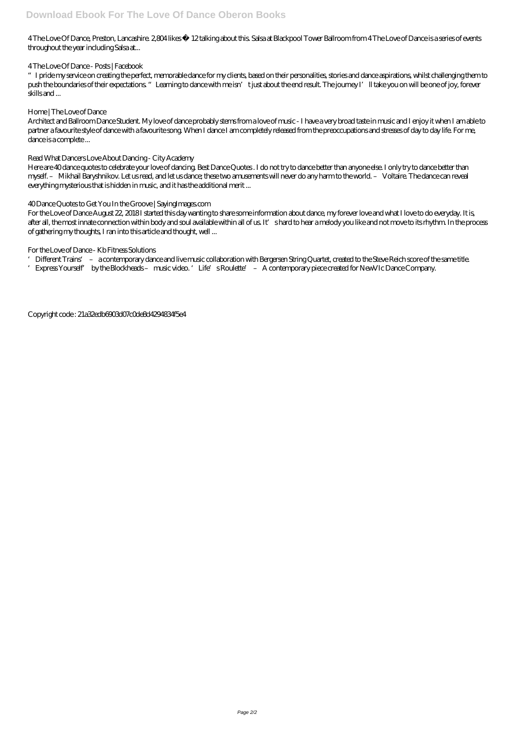4 The Love Of Dance, Preston, Lancashire. 2,804 likes · 12 talking about this. Salsa at Blackpool Tower Ballroom from 4 The Love of Dance is a series of events throughout the year including Salsa at...

4 The Love Of Dance - Posts | Facebook

"I pride my service on creating the perfect, memorable dance for my clients, based on their personalities, stories and dance aspirations, whilst challenging them to push the boundaries of their expectations. "Learning to dance with me isn't just about the end result. The journey I'll take you on will be one of joy, forever skills and ...

Home | The Love of Dance

Architect and Ballroom Dance Student. My love of dance probably stems from a love of music - I have a very broad taste in music and I enjoy it when I am able to partner a favourite style of dance with a favourite song. When I dance I am completely released from the preoccupations and stresses of day to day life. For me, dance is a complete ...

Read What Dancers Love About Dancing - City Academy

Here are 40 dance quotes to celebrate your love of dancing. Best Dance Quotes . I do not try to dance better than anyone else. I only try to dance better than myself. – Mikhail Baryshnikov. Let us read, and let us dance; these two amusements will never do any harm to the world. – Voltaire. The dance can reveal everything mysterious that is hidden in music, and it has the additional merit ...

40 Dance Quotes to Get You In the Groove | SayingImages.com

For the Love of Dance August 22, 2018 I started this day wanting to share some information about dance, my forever love and what I love to do everyday. It is, after all, the most innate connection within body and soul available within all of us. It's hard to hear a melody you like and not move to its rhythm. In the process of gathering my thoughts, I ran into this article and thought, well ...

For the Love of Dance - Kb Fitness Solutions

'Different Trains' – a contemporary dance and live music collaboration with Bergersen String Quartet, created to the Steve Reich score of the same title. 'Express Yourself' by the Blockheads – music video. 'Life's Roulette' – A contemporary piece created for NewVIc Dance Company.

Copyright code : 21a32edb6903d07c0de8d4294834f5e4